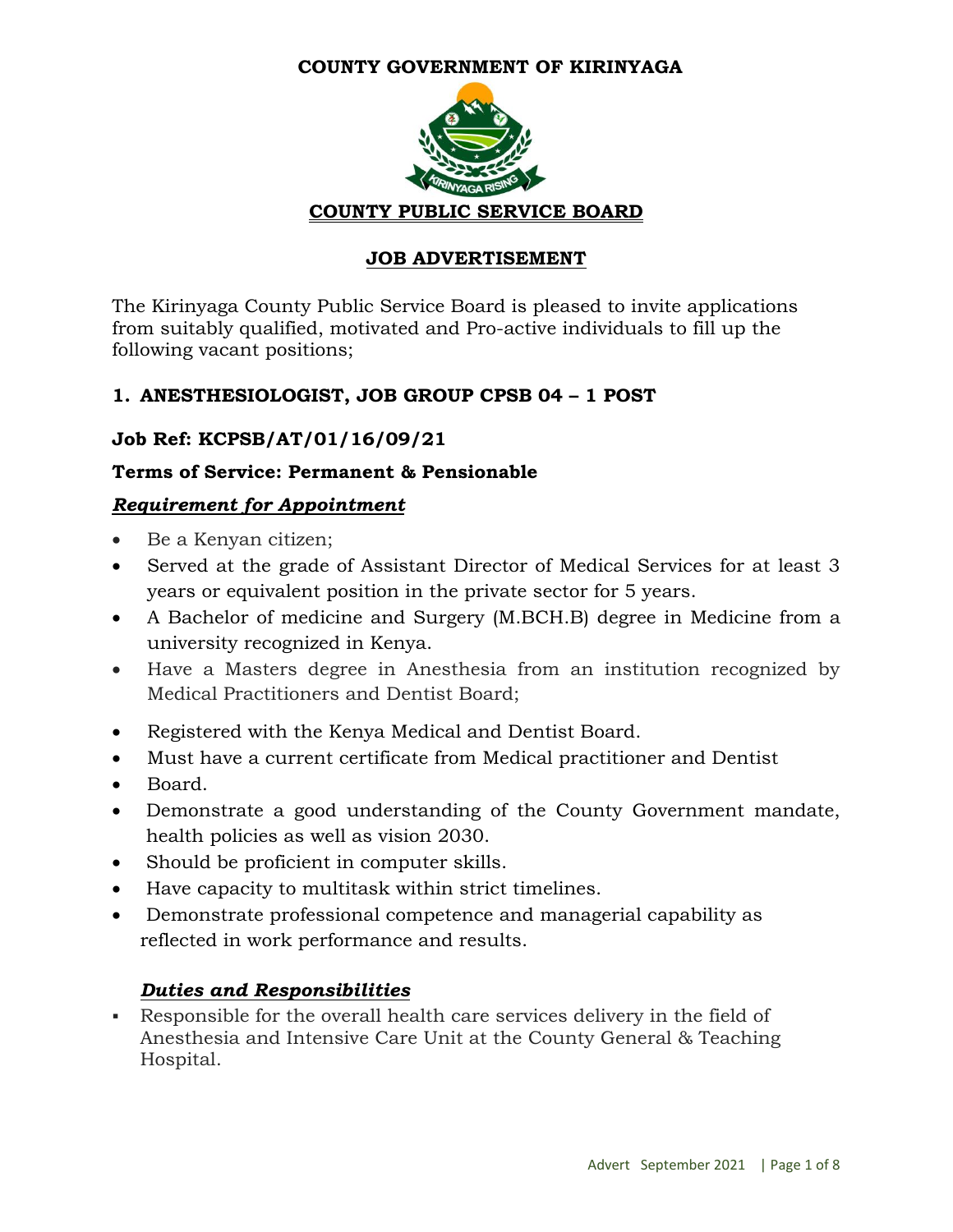# COUNTY GOVERNMENT OF KIRINYAGA

## COUNTY PUBLIC SERVICE BOARD

## JOB ADVERTISEMENT

The Kirinyaga County Public Service Board is pleased to invite applications from suitably qualified, motivated and Pro-active individuals to fill up the following vacant positions;

### 1. ANESTHESIOLOGIST, JOB GROUP CPSB 04 – 1 POST

**Job Ref: KCPSB/AT/01/16/09/21**

**Terms of Service: Permanent & Pensionable**

***Requirement for Appointment***

- Be a Kenyan citizen;
- Served at the grade of Assistant Director of Medical Services for at least 3 years or equivalent position in the private sector for 5 years.
- A Bachelor of medicine and Surgery (M.BCH.B) degree in Medicine from a university recognized in Kenya.
- Have a Masters degree in Anesthesia from an institution recognized by Medical Practitioners and Dentist Board;
- Registered with the Kenya Medical and Dentist Board.
- Must have a current certificate from Medical practitioner and Dentist
- Board.
- Demonstrate a good understanding of the County Government mandate, health policies as well as vision 2030.
- Should be proficient in computer skills.
- Have capacity to multitask within strict timelines.
- Demonstrate professional competence and managerial capability as reflected in work performance and results.

***Duties and Responsibilities***

- Responsible for the overall health care services delivery in the field of Anesthesia and Intensive Care Unit at the County General & Teaching Hospital.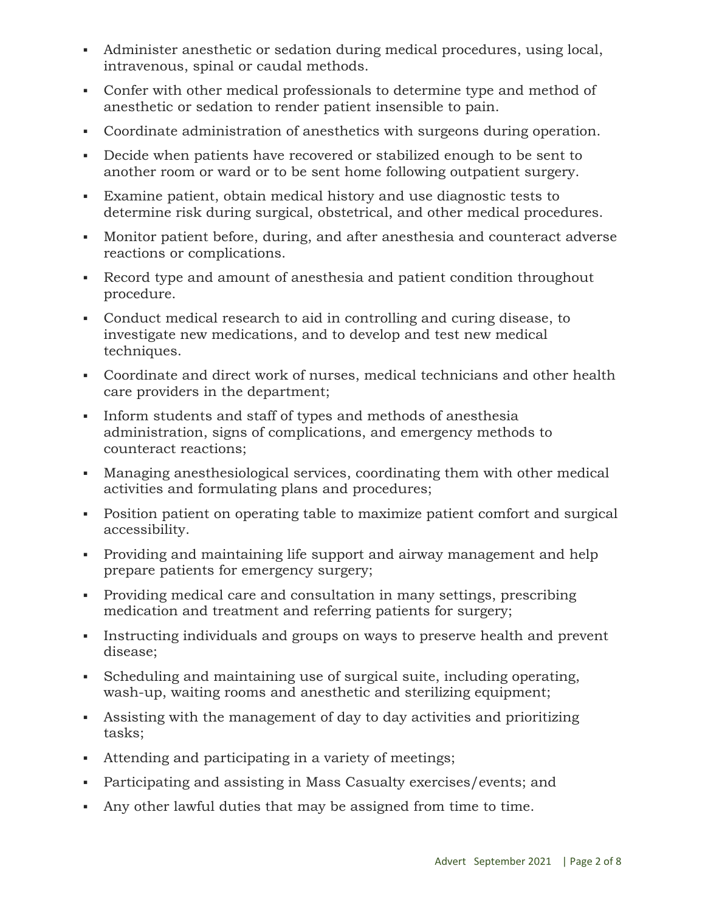- Administer anesthetic or sedation during medical procedures, using local, intravenous, spinal or caudal methods.
- Confer with other medical professionals to determine type and method of anesthetic or sedation to render patient insensible to pain.
- Coordinate administration of anesthetics with surgeons during operation.
- Decide when patients have recovered or stabilized enough to be sent to another room or ward or to be sent home following outpatient surgery.
- Examine patient, obtain medical history and use diagnostic tests to determine risk during surgical, obstetrical, and other medical procedures.
- Monitor patient before, during, and after anesthesia and counteract adverse reactions or complications.
- Record type and amount of anesthesia and patient condition throughout procedure.
- Conduct medical research to aid in controlling and curing disease, to investigate new medications, and to develop and test new medical techniques.
- Coordinate and direct work of nurses, medical technicians and other health care providers in the department;
- Inform students and staff of types and methods of anesthesia administration, signs of complications, and emergency methods to counteract reactions;
- Managing anesthesiological services, coordinating them with other medical activities and formulating plans and procedures;
- Position patient on operating table to maximize patient comfort and surgical accessibility.
- Providing and maintaining life support and airway management and help prepare patients for emergency surgery;
- Providing medical care and consultation in many settings, prescribing medication and treatment and referring patients for surgery;
- Instructing individuals and groups on ways to preserve health and prevent disease;
- Scheduling and maintaining use of surgical suite, including operating, wash-up, waiting rooms and anesthetic and sterilizing equipment;
- Assisting with the management of day to day activities and prioritizing tasks;
- Attending and participating in a variety of meetings;
- Participating and assisting in Mass Casualty exercises/events; and
- Any other lawful duties that may be assigned from time to time.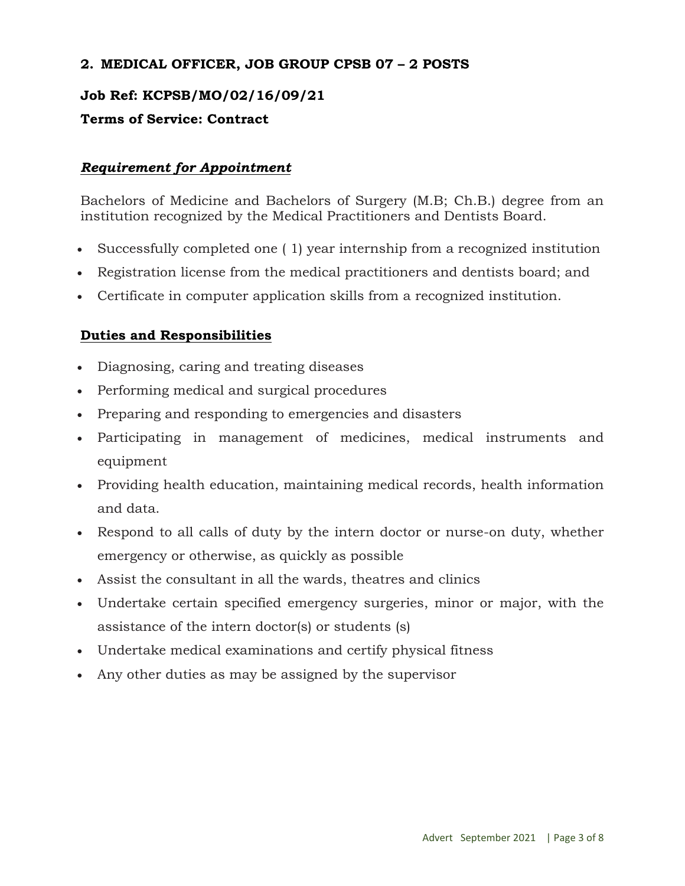## 2. MEDICAL OFFICER, JOB GROUP CPSB 07 – 2 POSTS

**Job Ref: KCPSB/MO/02/16/09/21**

**Terms of Service: Contract**

***Requirement for Appointment***

Bachelors of Medicine and Bachelors of Surgery (M.B; Ch.B.) degree from an institution recognized by the Medical Practitioners and Dentists Board.

- Successfully completed one ( 1) year internship from a recognized institution
- Registration license from the medical practitioners and dentists board; and
- Certificate in computer application skills from a recognized institution.

**Duties and Responsibilities**

- Diagnosing, caring and treating diseases
- Performing medical and surgical procedures
- Preparing and responding to emergencies and disasters
- Participating in management of medicines, medical instruments and equipment
- Providing health education, maintaining medical records, health information and data.
- Respond to all calls of duty by the intern doctor or nurse-on duty, whether emergency or otherwise, as quickly as possible
- Assist the consultant in all the wards, theatres and clinics
- Undertake certain specified emergency surgeries, minor or major, with the assistance of the intern doctor(s) or students (s)
- Undertake medical examinations and certify physical fitness
- Any other duties as may be assigned by the supervisor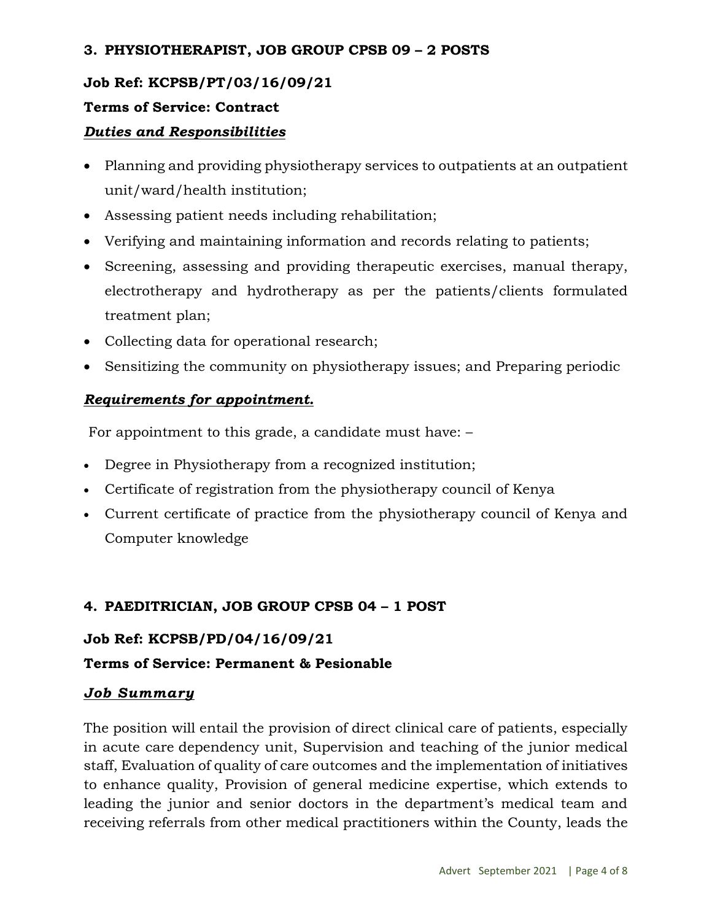### 3. PHYSIOTHERAPIST, JOB GROUP CPSB 09 – 2 POSTS

**Job Ref: KCPSB/PT/03/16/09/21**

**Terms of Service: Contract**

***Duties and Responsibilities***

- Planning and providing physiotherapy services to outpatients at an outpatient unit/ward/health institution;
- Assessing patient needs including rehabilitation;
- Verifying and maintaining information and records relating to patients;
- Screening, assessing and providing therapeutic exercises, manual therapy, electrotherapy and hydrotherapy as per the patients/clients formulated treatment plan;
- Collecting data for operational research;
- Sensitizing the community on physiotherapy issues; and Preparing periodic

***Requirements for appointment.***

For appointment to this grade, a candidate must have: –

- Degree in Physiotherapy from a recognized institution;
- Certificate of registration from the physiotherapy council of Kenya
- Current certificate of practice from the physiotherapy council of Kenya and Computer knowledge

### 4. PAEDITRICIAN, JOB GROUP CPSB 04 – 1 POST

**Job Ref: KCPSB/PD/04/16/09/21**

**Terms of Service: Permanent & Pesionable**

***Job Summary***

The position will entail the provision of direct clinical care of patients, especially in acute care dependency unit, Supervision and teaching of the junior medical staff, Evaluation of quality of care outcomes and the implementation of initiatives to enhance quality, Provision of general medicine expertise, which extends to leading the junior and senior doctors in the department's medical team and receiving referrals from other medical practitioners within the County, leads the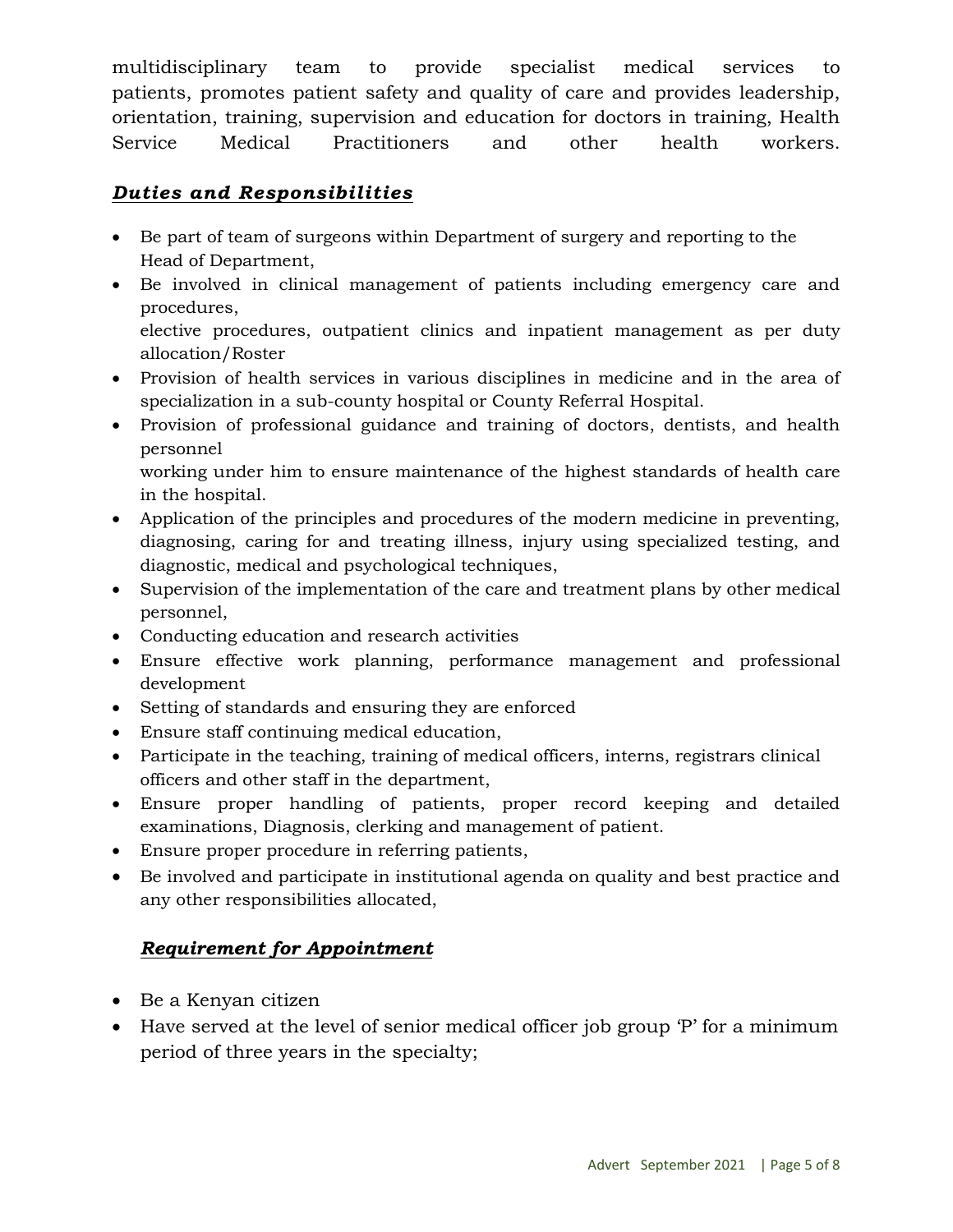multidisciplinary team to provide specialist medical services to patients, promotes patient safety and quality of care and provides leadership, orientation, training, supervision and education for doctors in training, Health Service Medical Practitioners and other health workers.

### ***Duties and Responsibilities***

- Be part of team of surgeons within Department of surgery and reporting to the Head of Department,
- Be involved in clinical management of patients including emergency care and procedures,
  elective procedures, outpatient clinics and inpatient management as per duty allocation/Roster
- Provision of health services in various disciplines in medicine and in the area of specialization in a sub-county hospital or County Referral Hospital.
- Provision of professional guidance and training of doctors, dentists, and health personnel
  working under him to ensure maintenance of the highest standards of health care in the hospital.
- Application of the principles and procedures of the modern medicine in preventing, diagnosing, caring for and treating illness, injury using specialized testing, and diagnostic, medical and psychological techniques,
- Supervision of the implementation of the care and treatment plans by other medical personnel,
- Conducting education and research activities
- Ensure effective work planning, performance management and professional development
- Setting of standards and ensuring they are enforced
- Ensure staff continuing medical education,
- Participate in the teaching, training of medical officers, interns, registrars clinical officers and other staff in the department,
- Ensure proper handling of patients, proper record keeping and detailed examinations, Diagnosis, clerking and management of patient.
- Ensure proper procedure in referring patients,
- Be involved and participate in institutional agenda on quality and best practice and any other responsibilities allocated,

### ***Requirement for Appointment***

- Be a Kenyan citizen
- Have served at the level of senior medical officer job group 'P' for a minimum period of three years in the specialty;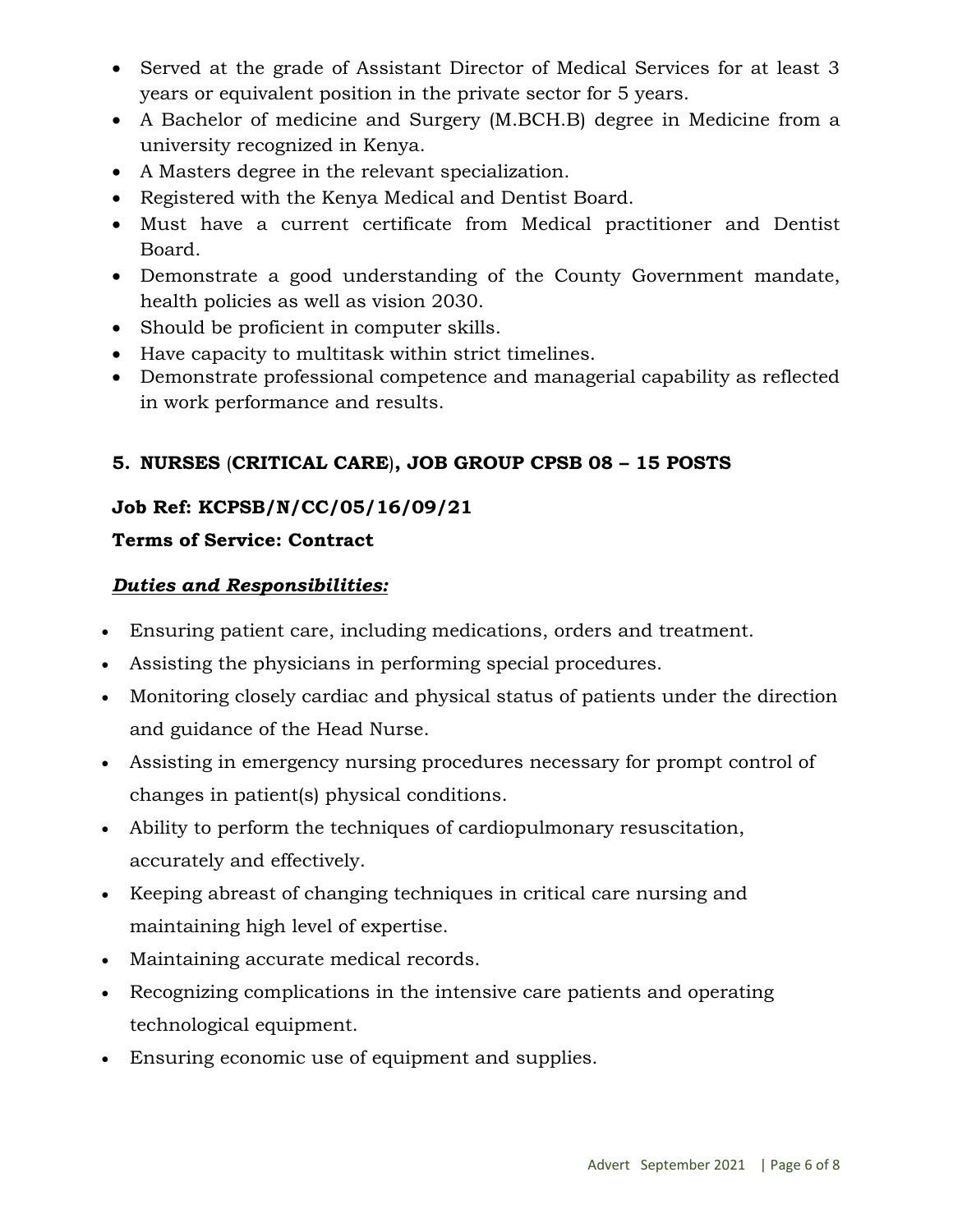- Served at the grade of Assistant Director of Medical Services for at least 3 years or equivalent position in the private sector for 5 years.
- A Bachelor of medicine and Surgery (M.BCH.B) degree in Medicine from a university recognized in Kenya.
- A Masters degree in the relevant specialization.
- Registered with the Kenya Medical and Dentist Board.
- Must have a current certificate from Medical practitioner and Dentist Board.
- Demonstrate a good understanding of the County Government mandate, health policies as well as vision 2030.
- Should be proficient in computer skills.
- Have capacity to multitask within strict timelines.
- Demonstrate professional competence and managerial capability as reflected in work performance and results.

## 5. NURSES (CRITICAL CARE), JOB GROUP CPSB 08 – 15 POSTS

**Job Ref: KCPSB/N/CC/05/16/09/21**

**Terms of Service: Contract**

***Duties and Responsibilities:***

- Ensuring patient care, including medications, orders and treatment.
- Assisting the physicians in performing special procedures.
- Monitoring closely cardiac and physical status of patients under the direction and guidance of the Head Nurse.
- Assisting in emergency nursing procedures necessary for prompt control of changes in patient(s) physical conditions.
- Ability to perform the techniques of cardiopulmonary resuscitation, accurately and effectively.
- Keeping abreast of changing techniques in critical care nursing and maintaining high level of expertise.
- Maintaining accurate medical records.
- Recognizing complications in the intensive care patients and operating technological equipment.
- Ensuring economic use of equipment and supplies.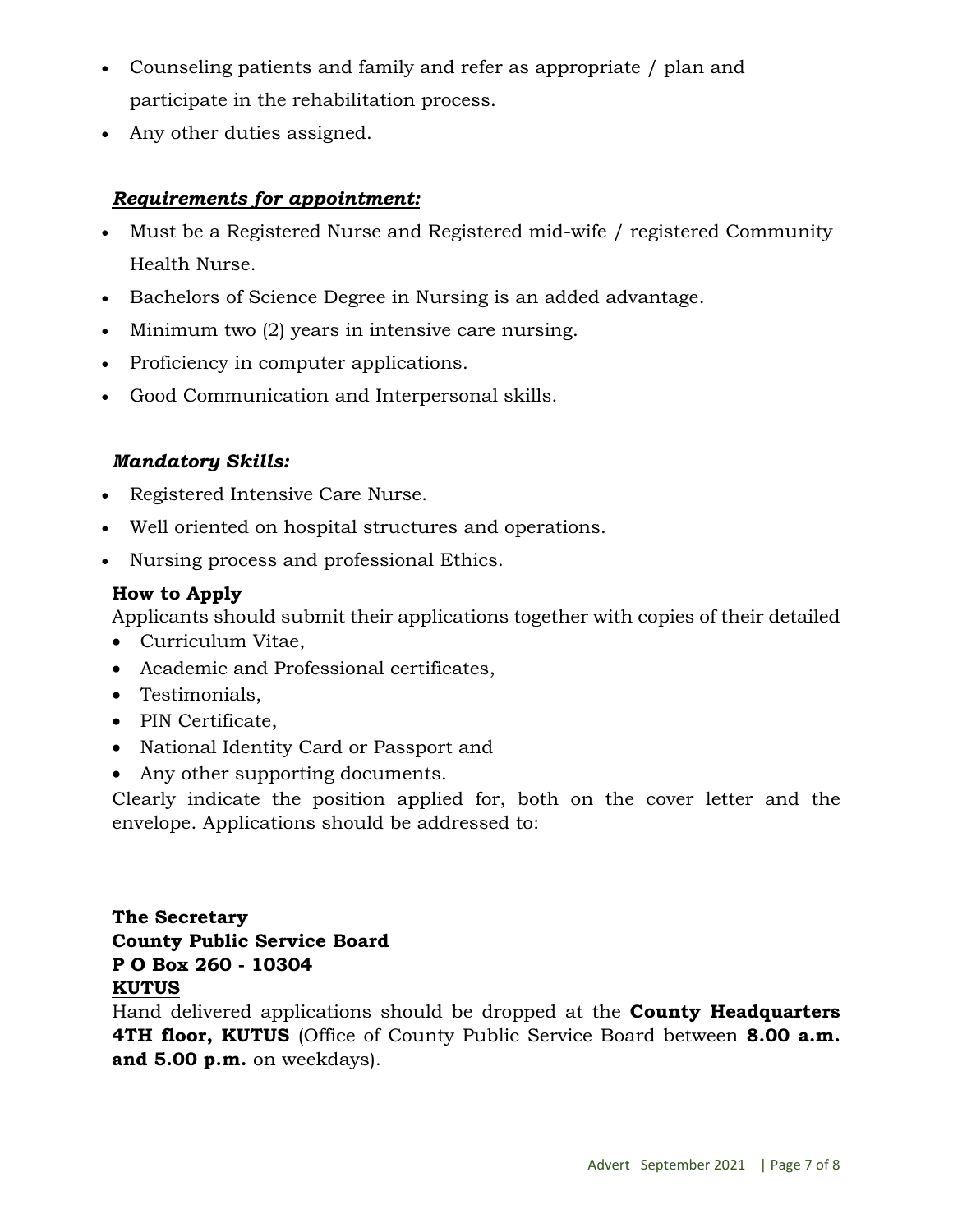- Counseling patients and family and refer as appropriate / plan and participate in the rehabilitation process.
- Any other duties assigned.

***Requirements for appointment:***

- Must be a Registered Nurse and Registered mid-wife / registered Community Health Nurse.
- Bachelors of Science Degree in Nursing is an added advantage.
- Minimum two (2) years in intensive care nursing.
- Proficiency in computer applications.
- Good Communication and Interpersonal skills.

***Mandatory Skills:***

- Registered Intensive Care Nurse.
- Well oriented on hospital structures and operations.
- Nursing process and professional Ethics.

**How to Apply**

Applicants should submit their applications together with copies of their detailed

- Curriculum Vitae,
- Academic and Professional certificates,
- Testimonials,
- PIN Certificate,
- National Identity Card or Passport and
- Any other supporting documents.

Clearly indicate the position applied for, both on the cover letter and the envelope. Applications should be addressed to:

**The Secretary**
**County Public Service Board**
**P O Box 260 - 10304**
**KUTUS**

Hand delivered applications should be dropped at the **County Headquarters 4TH floor, KUTUS** (Office of County Public Service Board between **8.00 a.m. and 5.00 p.m.** on weekdays).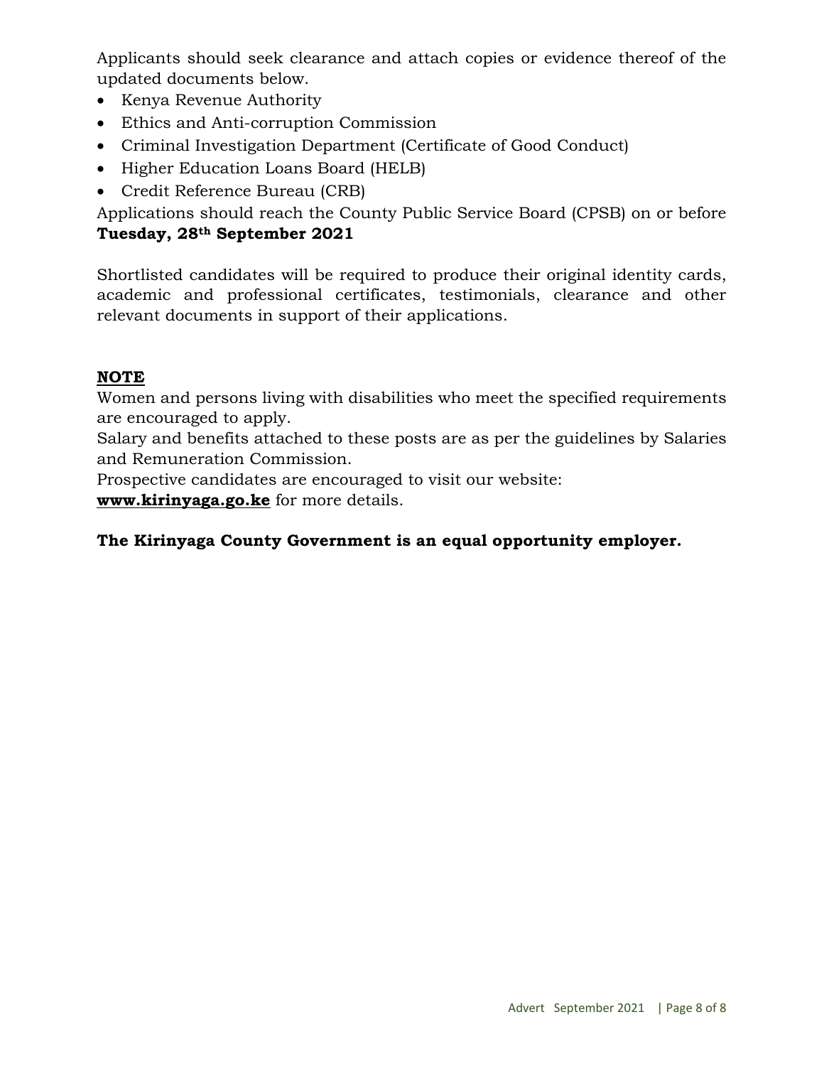Applicants should seek clearance and attach copies or evidence thereof of the updated documents below.

- Kenya Revenue Authority
- Ethics and Anti-corruption Commission
- Criminal Investigation Department (Certificate of Good Conduct)
- Higher Education Loans Board (HELB)
- Credit Reference Bureau (CRB)

Applications should reach the County Public Service Board (CPSB) on or before **Tuesday, 28th September 2021**

Shortlisted candidates will be required to produce their original identity cards, academic and professional certificates, testimonials, clearance and other relevant documents in support of their applications.

**NOTE**

Women and persons living with disabilities who meet the specified requirements are encouraged to apply.

Salary and benefits attached to these posts are as per the guidelines by Salaries and Remuneration Commission.

Prospective candidates are encouraged to visit our website:
**www.kirinyaga.go.ke** for more details.

**The Kirinyaga County Government is an equal opportunity employer.**